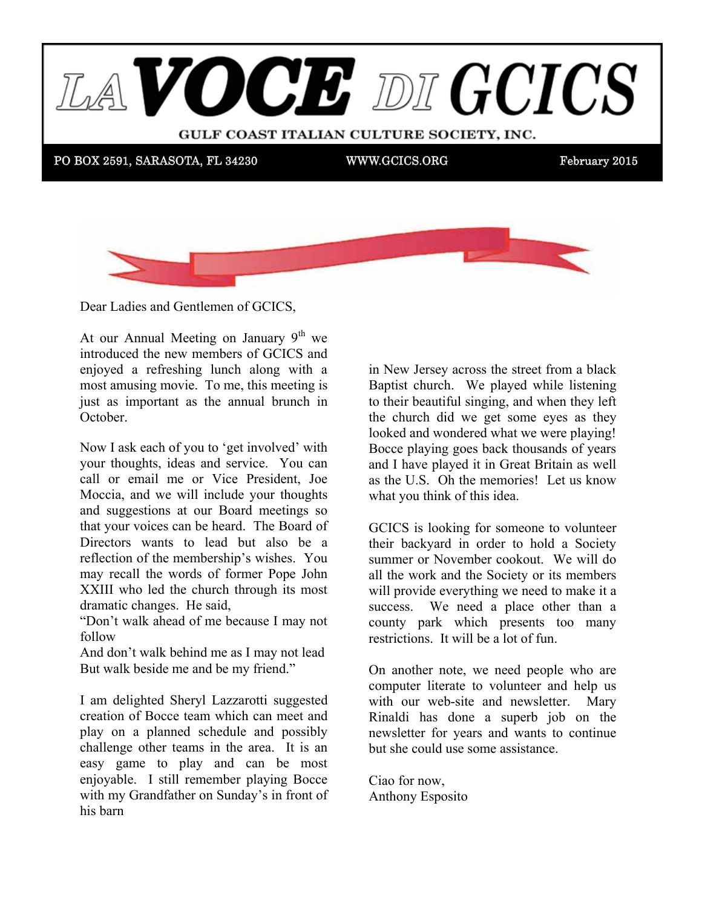# LA VOCE DI GCICS

**GULF COAST ITALIAN CULTURE SOCIETY, INC.**

PO BOX 2591, SARASOTA, FL 34230 | WWW.GCICS.ORG | February 2015

Dear Ladies and Gentlemen of GCICS,

At our Annual Meeting on January 9th we introduced the new members of GCICS and enjoyed a refreshing lunch along with a most amusing movie. To me, this meeting is just as important as the annual brunch in October.

Now I ask each of you to 'get involved' with your thoughts, ideas and service. You can call or email me or Vice President, Joe Moccia, and we will include your thoughts and suggestions at our Board meetings so that your voices can be heard. The Board of Directors wants to lead but also be a reflection of the membership's wishes. You may recall the words of former Pope John XXIII who led the church through its most dramatic changes. He said,

"Don't walk ahead of me because I may not follow
And don't walk behind me as I may not lead
But walk beside me and be my friend."

I am delighted Sheryl Lazzarotti suggested creation of Bocce team which can meet and play on a planned schedule and possibly challenge other teams in the area. It is an easy game to play and can be most enjoyable. I still remember playing Bocce with my Grandfather on Sunday's in front of his barn in New Jersey across the street from a black Baptist church. We played while listening to their beautiful singing, and when they left the church did we get some eyes as they looked and wondered what we were playing! Bocce playing goes back thousands of years and I have played it in Great Britain as well as the U.S. Oh the memories! Let us know what you think of this idea.

GCICS is looking for someone to volunteer their backyard in order to hold a Society summer or November cookout. We will do all the work and the Society or its members will provide everything we need to make it a success. We need a place other than a county park which presents too many restrictions. It will be a lot of fun.

On another note, we need people who are computer literate to volunteer and help us with our web-site and newsletter. Mary Rinaldi has done a superb job on the newsletter for years and wants to continue but she could use some assistance.

Ciao for now,
Anthony Esposito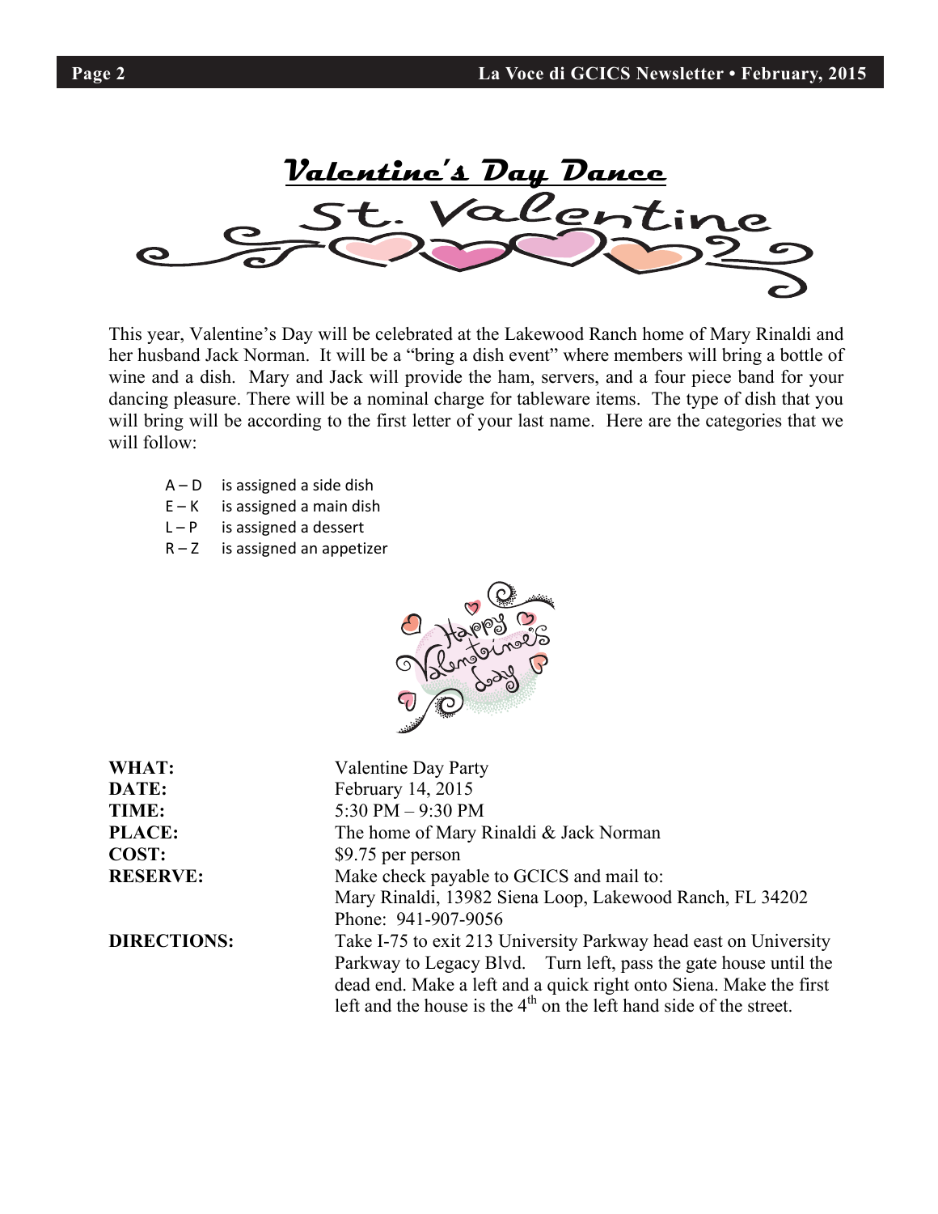# Valentine's Day Dance

St. Valentine

This year, Valentine's Day will be celebrated at the Lakewood Ranch home of Mary Rinaldi and her husband Jack Norman. It will be a "bring a dish event" where members will bring a bottle of wine and a dish. Mary and Jack will provide the ham, servers, and a four piece band for your dancing pleasure. There will be a nominal charge for tableware items. The type of dish that you will bring will be according to the first letter of your last name. Here are the categories that we will follow:

- A – D is assigned a side dish
- E – K is assigned a main dish
- L – P is assigned a dessert
- R – Z is assigned an appetizer

Happy Valentine's day

| | |
|---|---|
| **WHAT:** | Valentine Day Party |
| **DATE:** | February 14, 2015 |
| **TIME:** | 5:30 PM – 9:30 PM |
| **PLACE:** | The home of Mary Rinaldi & Jack Norman |
| **COST:** | $9.75 per person |
| **RESERVE:** | Make check payable to GCICS and mail to: Mary Rinaldi, 13982 Siena Loop, Lakewood Ranch, FL 34202 Phone: 941-907-9056 |
| **DIRECTIONS:** | Take I-75 to exit 213 University Parkway head east on University Parkway to Legacy Blvd. Turn left, pass the gate house until the dead end. Make a left and a quick right onto Siena. Make the first left and the house is the 4th on the left hand side of the street. |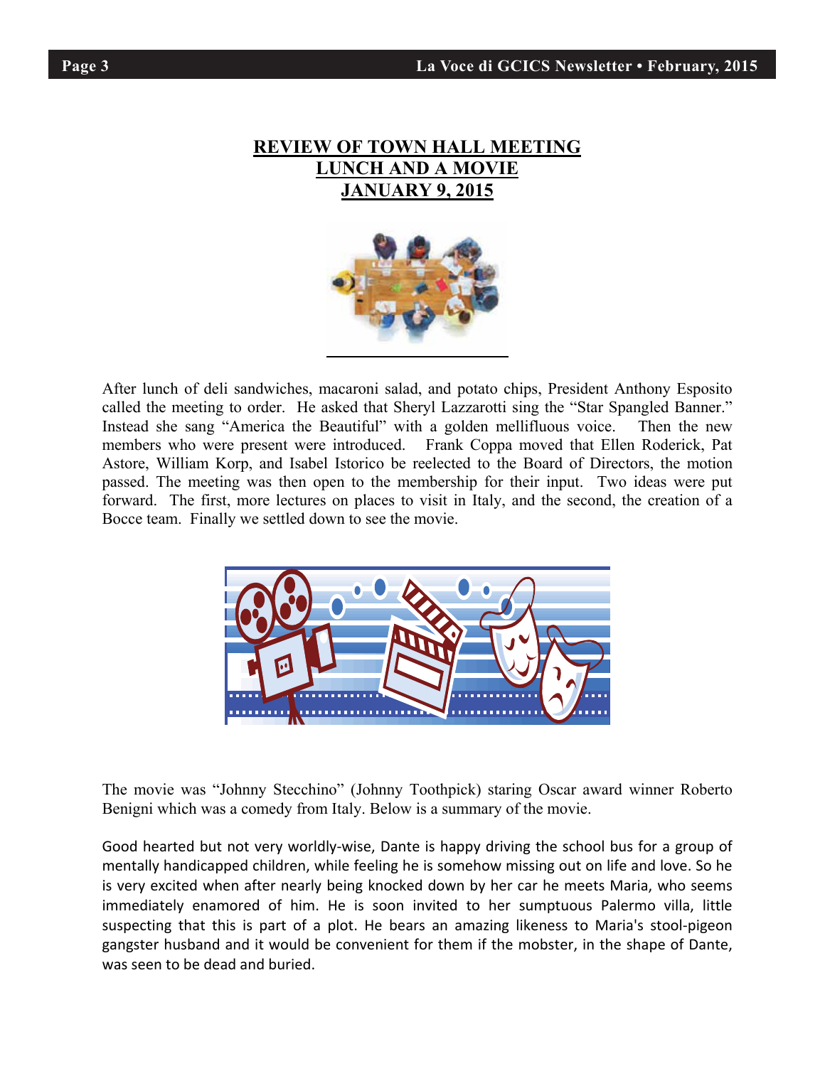## REVIEW OF TOWN HALL MEETING
## LUNCH AND A MOVIE
## JANUARY 9, 2015

After lunch of deli sandwiches, macaroni salad, and potato chips, President Anthony Esposito called the meeting to order. He asked that Sheryl Lazzarotti sing the "Star Spangled Banner." Instead she sang "America the Beautiful" with a golden mellifluous voice. Then the new members who were present were introduced. Frank Coppa moved that Ellen Roderick, Pat Astore, William Korp, and Isabel Istorico be reelected to the Board of Directors, the motion passed. The meeting was then open to the membership for their input. Two ideas were put forward. The first, more lectures on places to visit in Italy, and the second, the creation of a Bocce team. Finally we settled down to see the movie.

The movie was "Johnny Stecchino" (Johnny Toothpick) staring Oscar award winner Roberto Benigni which was a comedy from Italy. Below is a summary of the movie.

Good hearted but not very worldly-wise, Dante is happy driving the school bus for a group of mentally handicapped children, while feeling he is somehow missing out on life and love. So he is very excited when after nearly being knocked down by her car he meets Maria, who seems immediately enamored of him. He is soon invited to her sumptuous Palermo villa, little suspecting that this is part of a plot. He bears an amazing likeness to Maria's stool-pigeon gangster husband and it would be convenient for them if the mobster, in the shape of Dante, was seen to be dead and buried.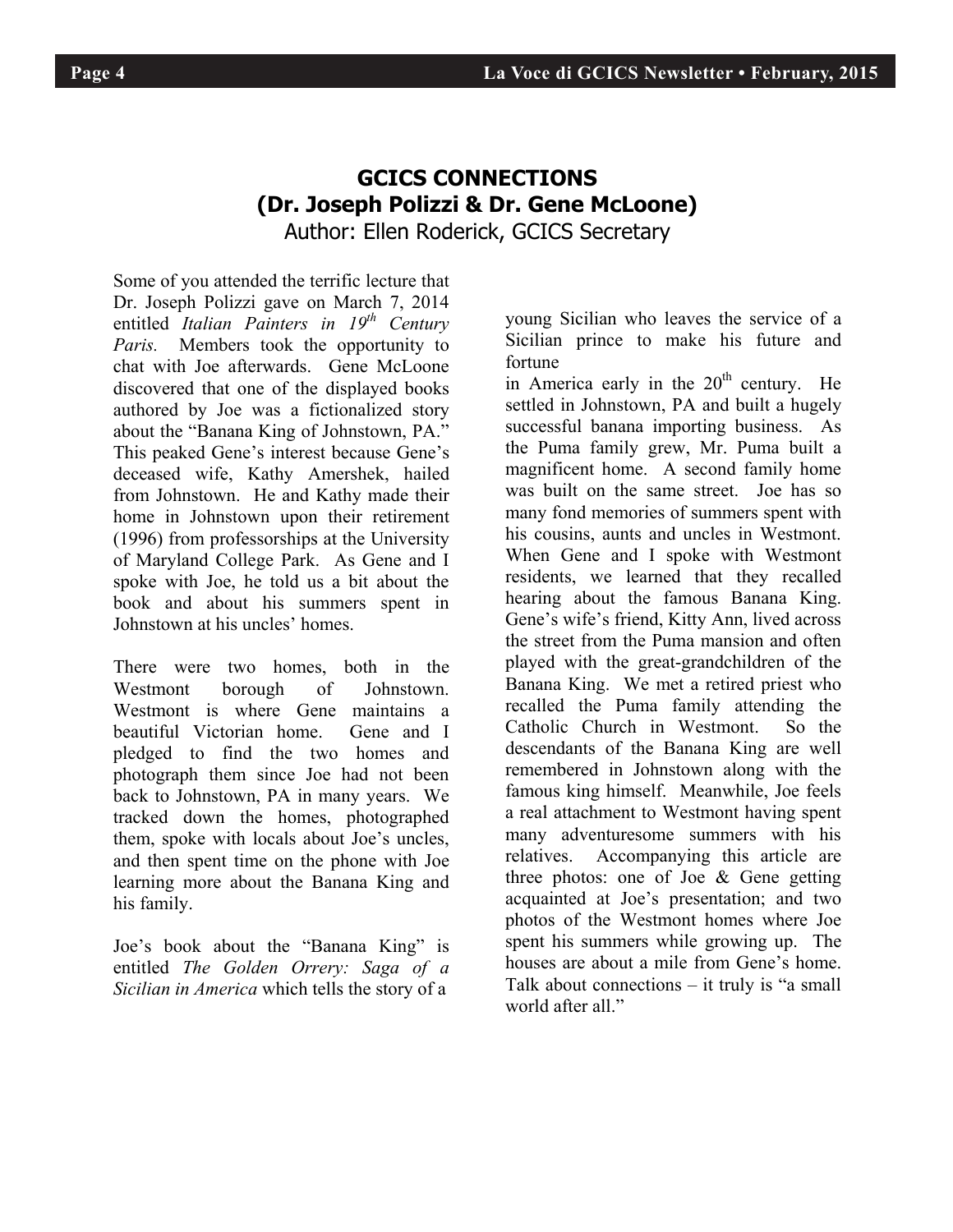## GCICS CONNECTIONS
## (Dr. Joseph Polizzi & Dr. Gene McLoone)

Author: Ellen Roderick, GCICS Secretary

Some of you attended the terrific lecture that Dr. Joseph Polizzi gave on March 7, 2014 entitled *Italian Painters in 19th Century Paris.* Members took the opportunity to chat with Joe afterwards. Gene McLoone discovered that one of the displayed books authored by Joe was a fictionalized story about the "Banana King of Johnstown, PA." This peaked Gene's interest because Gene's deceased wife, Kathy Amershek, hailed from Johnstown. He and Kathy made their home in Johnstown upon their retirement (1996) from professorships at the University of Maryland College Park. As Gene and I spoke with Joe, he told us a bit about the book and about his summers spent in Johnstown at his uncles' homes.

There were two homes, both in the Westmont borough of Johnstown. Westmont is where Gene maintains a beautiful Victorian home. Gene and I pledged to find the two homes and photograph them since Joe had not been back to Johnstown, PA in many years. We tracked down the homes, photographed them, spoke with locals about Joe's uncles, and then spent time on the phone with Joe learning more about the Banana King and his family.

Joe's book about the "Banana King" is entitled *The Golden Orrery: Saga of a Sicilian in America* which tells the story of a young Sicilian who leaves the service of a Sicilian prince to make his future and fortune in America early in the 20th century. He settled in Johnstown, PA and built a hugely successful banana importing business. As the Puma family grew, Mr. Puma built a magnificent home. A second family home was built on the same street. Joe has so many fond memories of summers spent with his cousins, aunts and uncles in Westmont. When Gene and I spoke with Westmont residents, we learned that they recalled hearing about the famous Banana King. Gene's wife's friend, Kitty Ann, lived across the street from the Puma mansion and often played with the great-grandchildren of the Banana King. We met a retired priest who recalled the Puma family attending the Catholic Church in Westmont. So the descendants of the Banana King are well remembered in Johnstown along with the famous king himself. Meanwhile, Joe feels a real attachment to Westmont having spent many adventuresome summers with his relatives. Accompanying this article are three photos: one of Joe & Gene getting acquainted at Joe's presentation; and two photos of the Westmont homes where Joe spent his summers while growing up. The houses are about a mile from Gene's home. Talk about connections – it truly is "a small world after all."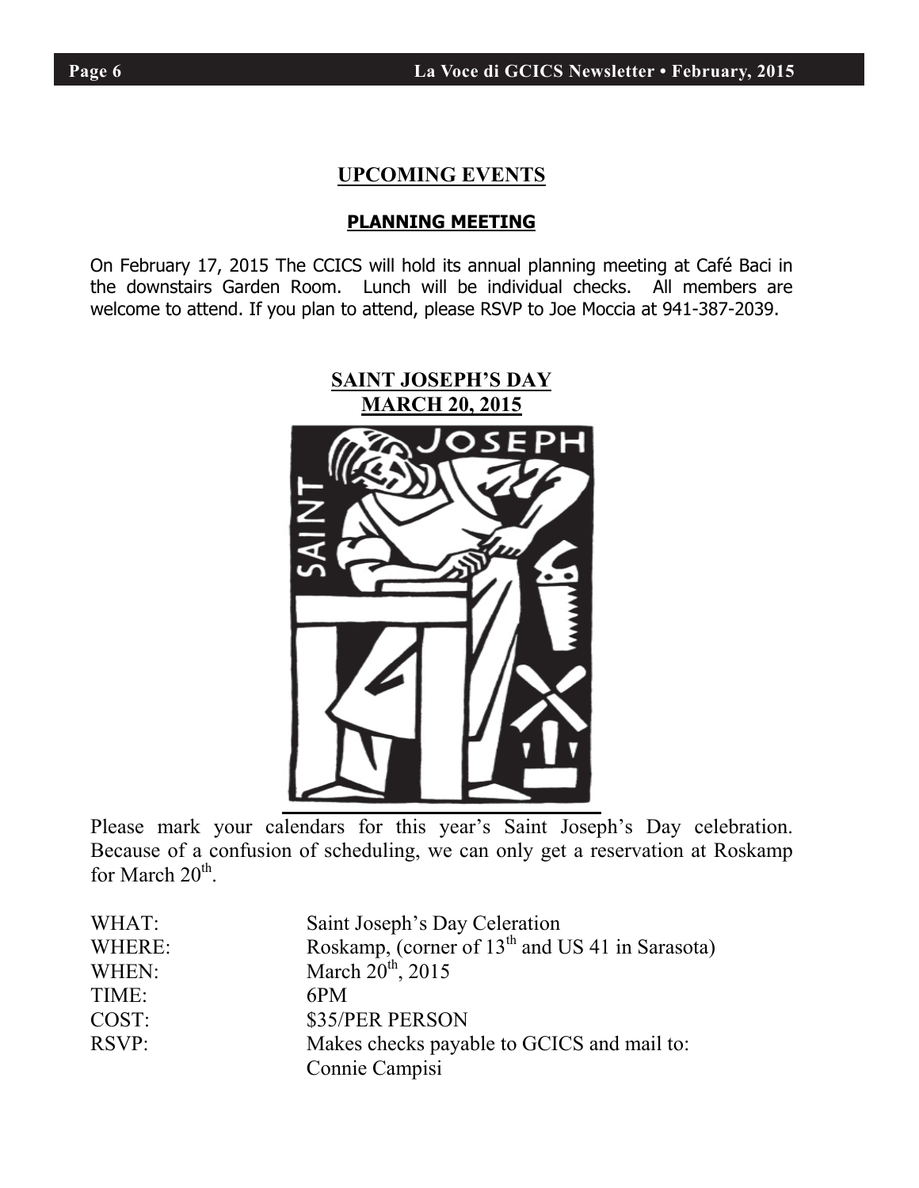## UPCOMING EVENTS

### PLANNING MEETING

On February 17, 2015 The CCICS will hold its annual planning meeting at Café Baci in the downstairs Garden Room. Lunch will be individual checks. All members are welcome to attend. If you plan to attend, please RSVP to Joe Moccia at 941-387-2039.

### SAINT JOSEPH'S DAY
### MARCH 20, 2015

Please mark your calendars for this year's Saint Joseph's Day celebration. Because of a confusion of scheduling, we can only get a reservation at Roskamp for March 20th.

| | |
|---|---|
| WHAT: | Saint Joseph's Day Celeration |
| WHERE: | Roskamp, (corner of 13th and US 41 in Sarasota) |
| WHEN: | March 20th, 2015 |
| TIME: | 6PM |
| COST: | $35/PER PERSON |
| RSVP: | Makes checks payable to GCICS and mail to: Connie Campisi |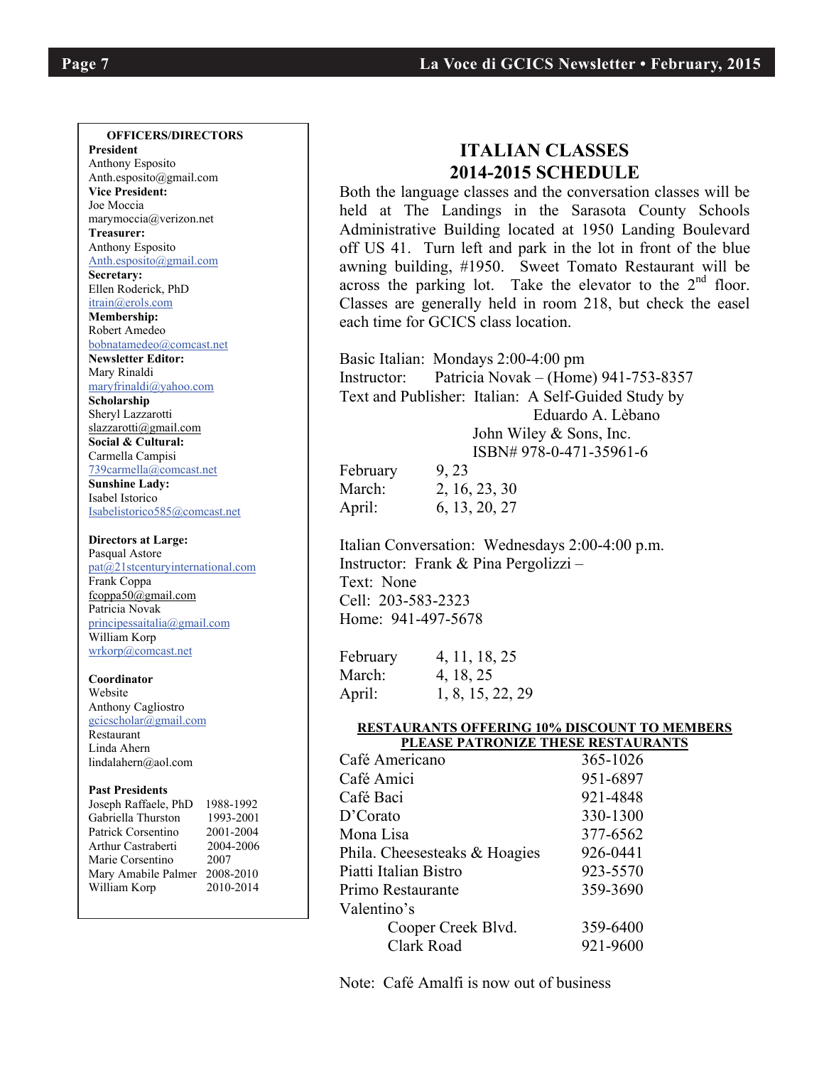**OFFICERS/DIRECTORS**

**President**
Anthony Esposito
Anth.esposito@gmail.com

**Vice President:**
Joe Moccia
marymoccia@verizon.net

**Treasurer:**
Anthony Esposito
Anth.esposito@gmail.com

**Secretary:**
Ellen Roderick, PhD
itrain@erols.com

**Membership:**
Robert Amedeo
bobnatamedeo@comcast.net

**Newsletter Editor:**
Mary Rinaldi
maryfrinaldi@yahoo.com

**Scholarship**
Sheryl Lazzarotti
slazzarotti@gmail.com

**Social & Cultural:**
Carmella Campisi
739carmella@comcast.net

**Sunshine Lady:**
Isabel Istorico
Isabelistorico585@comcast.net

**Directors at Large:**
Pasqual Astore
pat@21stcenturyinternational.com
Frank Coppa
fcoppa50@gmail.com
Patricia Novak
principessaitalia@gmail.com
William Korp
wrkorp@comcast.net

**Coordinator**
Website
Anthony Cagliostro
gcicscholar@gmail.com
Restaurant
Linda Ahern
lindalahern@aol.com

**Past Presidents**

| | |
|---|---|
| Joseph Raffaele, PhD | 1988-1992 |
| Gabriella Thurston | 1993-2001 |
| Patrick Corsentino | 2001-2004 |
| Arthur Castraberti | 2004-2006 |
| Marie Corsentino | 2007 |
| Mary Amabile Palmer | 2008-2010 |
| William Korp | 2010-2014 |

## ITALIAN CLASSES 2014-2015 SCHEDULE

Both the language classes and the conversation classes will be held at The Landings in the Sarasota County Schools Administrative Building located at 1950 Landing Boulevard off US 41. Turn left and park in the lot in front of the blue awning building, #1950. Sweet Tomato Restaurant will be across the parking lot. Take the elevator to the 2nd floor. Classes are generally held in room 218, but check the easel each time for GCICS class location.

Basic Italian: Mondays 2:00-4:00 pm
Instructor: Patricia Novak – (Home) 941-753-8357
Text and Publisher: Italian: A Self-Guided Study by Eduardo A. Lèbano
John Wiley & Sons, Inc.
ISBN# 978-0-471-35961-6

| | |
|---|---|
| February | 9, 23 |
| March: | 2, 16, 23, 30 |
| April: | 6, 13, 20, 27 |

Italian Conversation: Wednesdays 2:00-4:00 p.m.
Instructor: Frank & Pina Pergolizzi –
Text: None
Cell: 203-583-2323
Home: 941-497-5678

| | |
|---|---|
| February | 4, 11, 18, 25 |
| March: | 4, 18, 25 |
| April: | 1, 8, 15, 22, 29 |

**RESTAURANTS OFFERING 10% DISCOUNT TO MEMBERS**
**PLEASE PATRONIZE THESE RESTAURANTS**

| | |
|---|---|
| Café Americano | 365-1026 |
| Café Amici | 951-6897 |
| Café Baci | 921-4848 |
| D'Corato | 330-1300 |
| Mona Lisa | 377-6562 |
| Phila. Cheesesteaks & Hoagies | 926-0441 |
| Piatti Italian Bistro | 923-5570 |
| Primo Restaurante | 359-3690 |
| Valentino's | |
| Cooper Creek Blvd. | 359-6400 |
| Clark Road | 921-9600 |

Note: Café Amalfi is now out of business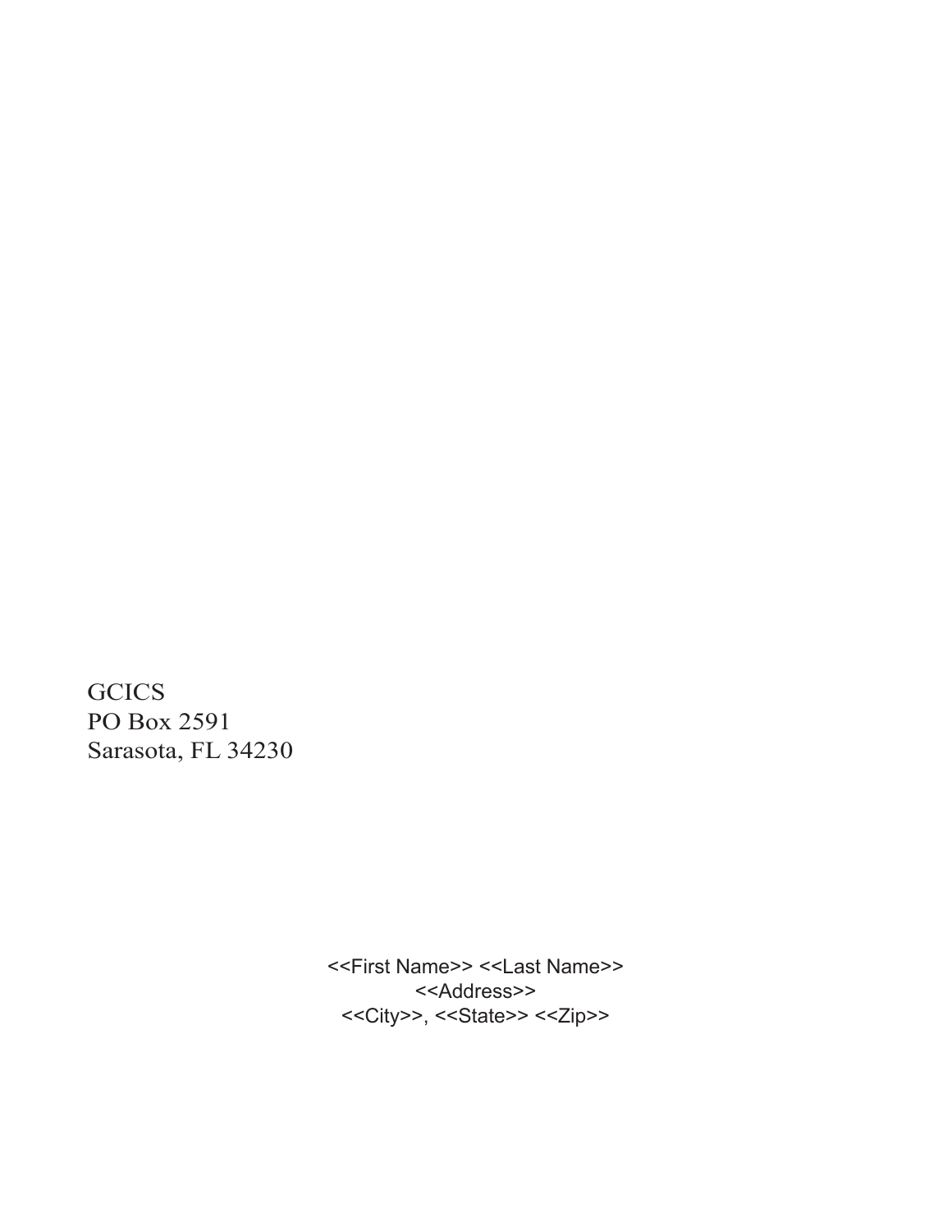GCICS
PO Box 2591
Sarasota, FL 34230

<<First Name>> <<Last Name>>
<<Address>>
<<City>>, <<State>> <<Zip>>